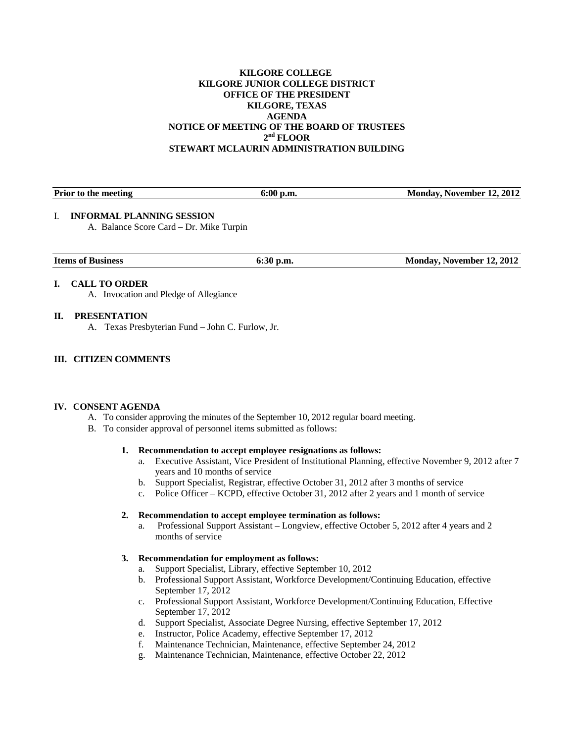# KILGORE COLLEGE
# KILGORE JUNIOR COLLEGE DISTRICT
# OFFICE OF THE PRESIDENT
# KILGORE, TEXAS
# AGENDA
# NOTICE OF MEETING OF THE BOARD OF TRUSTEES
# 2nd FLOOR
# STEWART MCLAURIN ADMINISTRATION BUILDING

| **Prior to the meeting** | **6:00 p.m.** | **Monday, November 12, 2012** |
|---|---|---|

I. **INFORMAL PLANNING SESSION**
   A. Balance Score Card – Dr. Mike Turpin

| **Items of Business** | **6:30 p.m.** | **Monday, November 12, 2012** |
|---|---|---|

**I. CALL TO ORDER**
   A. Invocation and Pledge of Allegiance

**II. PRESENTATION**
   A. Texas Presbyterian Fund – John C. Furlow, Jr.

**III. CITIZEN COMMENTS**

**IV. CONSENT AGENDA**
   A. To consider approving the minutes of the September 10, 2012 regular board meeting.
   B. To consider approval of personnel items submitted as follows:

      **1. Recommendation to accept employee resignations as follows:**
         a. Executive Assistant, Vice President of Institutional Planning, effective November 9, 2012 after 7 years and 10 months of service
         b. Support Specialist, Registrar, effective October 31, 2012 after 3 months of service
         c. Police Officer – KCPD, effective October 31, 2012 after 2 years and 1 month of service

      **2. Recommendation to accept employee termination as follows:**
         a. Professional Support Assistant – Longview, effective October 5, 2012 after 4 years and 2 months of service

      **3. Recommendation for employment as follows:**
         a. Support Specialist, Library, effective September 10, 2012
         b. Professional Support Assistant, Workforce Development/Continuing Education, effective September 17, 2012
         c. Professional Support Assistant, Workforce Development/Continuing Education, Effective September 17, 2012
         d. Support Specialist, Associate Degree Nursing, effective September 17, 2012
         e. Instructor, Police Academy, effective September 17, 2012
         f. Maintenance Technician, Maintenance, effective September 24, 2012
         g. Maintenance Technician, Maintenance, effective October 22, 2012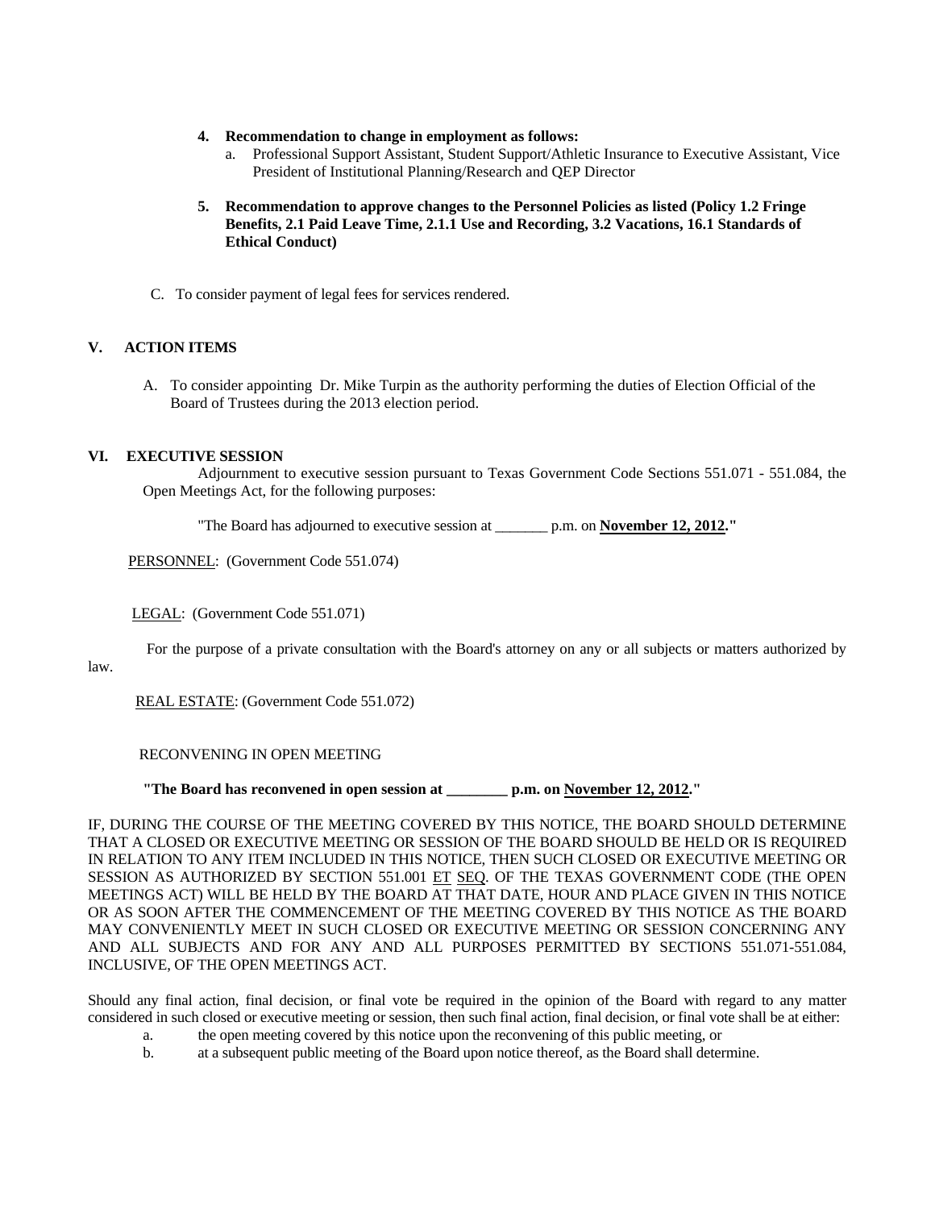4. **Recommendation to change in employment as follows:**
   a. Professional Support Assistant, Student Support/Athletic Insurance to Executive Assistant, Vice President of Institutional Planning/Research and QEP Director

5. **Recommendation to approve changes to the Personnel Policies as listed (Policy 1.2 Fringe Benefits, 2.1 Paid Leave Time, 2.1.1 Use and Recording, 3.2 Vacations, 16.1 Standards of Ethical Conduct)**

C. To consider payment of legal fees for services rendered.

## V. ACTION ITEMS

A. To consider appointing Dr. Mike Turpin as the authority performing the duties of Election Official of the Board of Trustees during the 2013 election period.

## VI. EXECUTIVE SESSION

Adjournment to executive session pursuant to Texas Government Code Sections 551.071 - 551.084, the Open Meetings Act, for the following purposes:

"The Board has adjourned to executive session at _______ p.m. on **November 12, 2012**."

PERSONNEL: (Government Code 551.074)

LEGAL: (Government Code 551.071)

For the purpose of a private consultation with the Board's attorney on any or all subjects or matters authorized by law.

REAL ESTATE: (Government Code 551.072)

RECONVENING IN OPEN MEETING

**"The Board has reconvened in open session at ________ p.m. on November 12, 2012."**

IF, DURING THE COURSE OF THE MEETING COVERED BY THIS NOTICE, THE BOARD SHOULD DETERMINE THAT A CLOSED OR EXECUTIVE MEETING OR SESSION OF THE BOARD SHOULD BE HELD OR IS REQUIRED IN RELATION TO ANY ITEM INCLUDED IN THIS NOTICE, THEN SUCH CLOSED OR EXECUTIVE MEETING OR SESSION AS AUTHORIZED BY SECTION 551.001 ET SEQ. OF THE TEXAS GOVERNMENT CODE (THE OPEN MEETINGS ACT) WILL BE HELD BY THE BOARD AT THAT DATE, HOUR AND PLACE GIVEN IN THIS NOTICE OR AS SOON AFTER THE COMMENCEMENT OF THE MEETING COVERED BY THIS NOTICE AS THE BOARD MAY CONVENIENTLY MEET IN SUCH CLOSED OR EXECUTIVE MEETING OR SESSION CONCERNING ANY AND ALL SUBJECTS AND FOR ANY AND ALL PURPOSES PERMITTED BY SECTIONS 551.071-551.084, INCLUSIVE, OF THE OPEN MEETINGS ACT.

Should any final action, final decision, or final vote be required in the opinion of the Board with regard to any matter considered in such closed or executive meeting or session, then such final action, final decision, or final vote shall be at either:

a. the open meeting covered by this notice upon the reconvening of this public meeting, or
b. at a subsequent public meeting of the Board upon notice thereof, as the Board shall determine.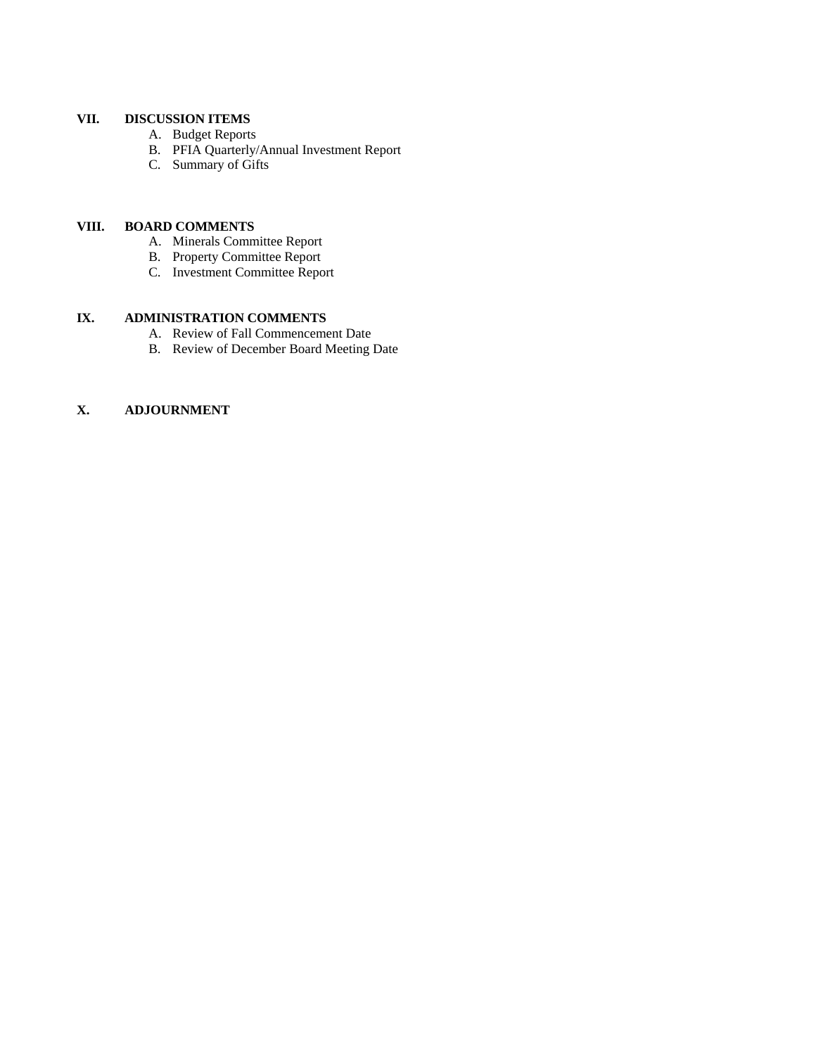**VII. DISCUSSION ITEMS**

A. Budget Reports
B. PFIA Quarterly/Annual Investment Report
C. Summary of Gifts

**VIII. BOARD COMMENTS**

A. Minerals Committee Report
B. Property Committee Report
C. Investment Committee Report

**IX. ADMINISTRATION COMMENTS**

A. Review of Fall Commencement Date
B. Review of December Board Meeting Date

**X. ADJOURNMENT**